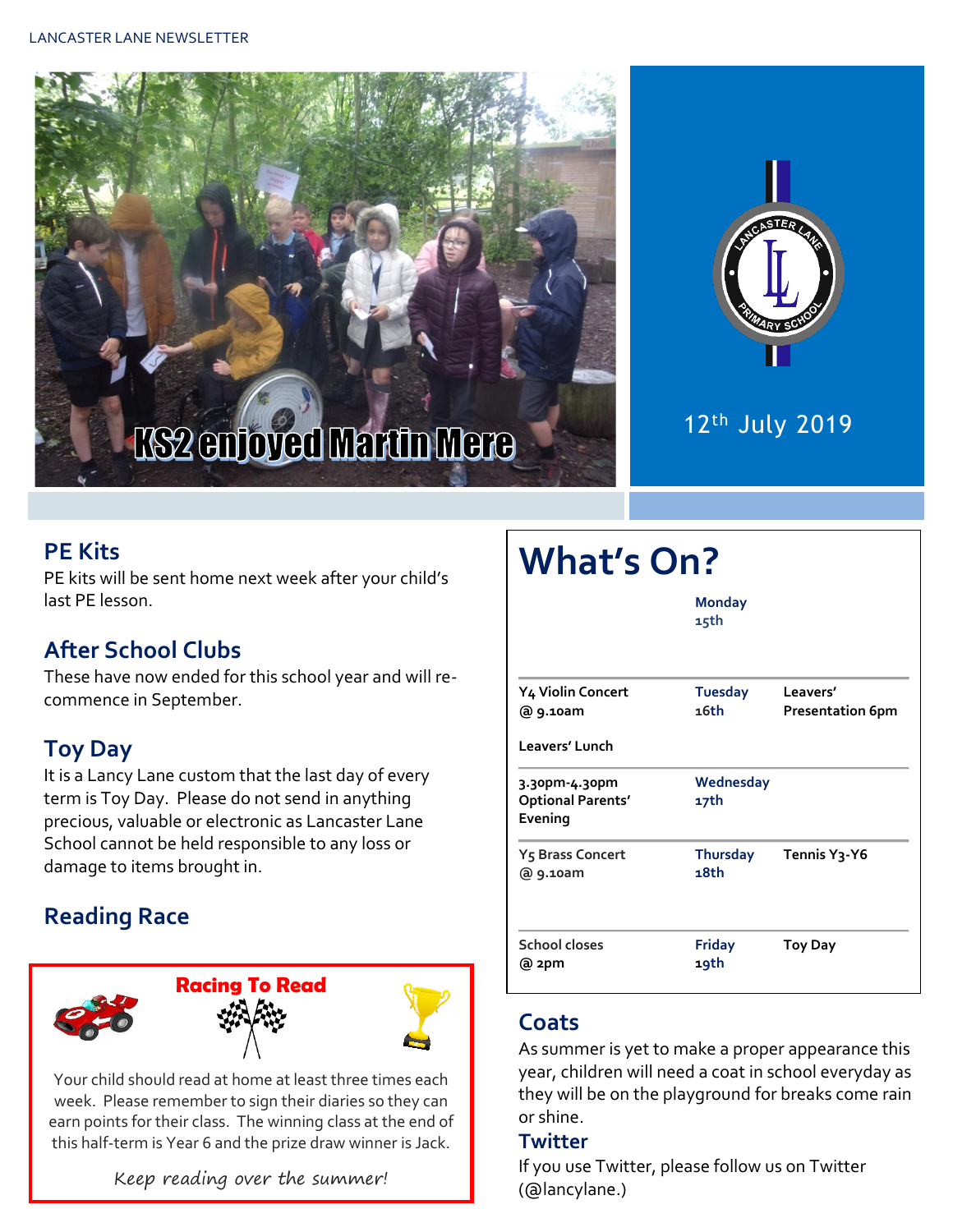LANCASTER LANE NEWSLETTER

KS2 enjoyed Martin Mere

12th July 2019

## PE Kits

PE kits will be sent home next week after your child's last PE lesson.

## After School Clubs

These have now ended for this school year and will re-commence in September.

## Toy Day

It is a Lancy Lane custom that the last day of every term is Toy Day. Please do not send in anything precious, valuable or electronic as Lancaster Lane School cannot be held responsible to any loss or damage to items brought in.

## Reading Race

**Racing To Read**

Your child should read at home at least three times each week. Please remember to sign their diaries so they can earn points for their class. The winning class at the end of this half-term is Year 6 and the prize draw winner is Jack.

*Keep reading over the summer!*

# What's On?

| | | |
|---|---|---|
| | Monday 15th | |
| Y4 Violin Concert @ 9.10am<br>Leavers' Lunch | Tuesday 16th | Leavers' Presentation 6pm |
| 3.30pm-4.30pm Optional Parents' Evening | Wednesday 17th | |
| Y5 Brass Concert @ 9.10am | Thursday 18th | Tennis Y3-Y6 |
| School closes @ 2pm | Friday 19th | Toy Day |

## Coats

As summer is yet to make a proper appearance this year, children will need a coat in school everyday as they will be on the playground for breaks come rain or shine.

## Twitter

If you use Twitter, please follow us on Twitter (@lancylane.)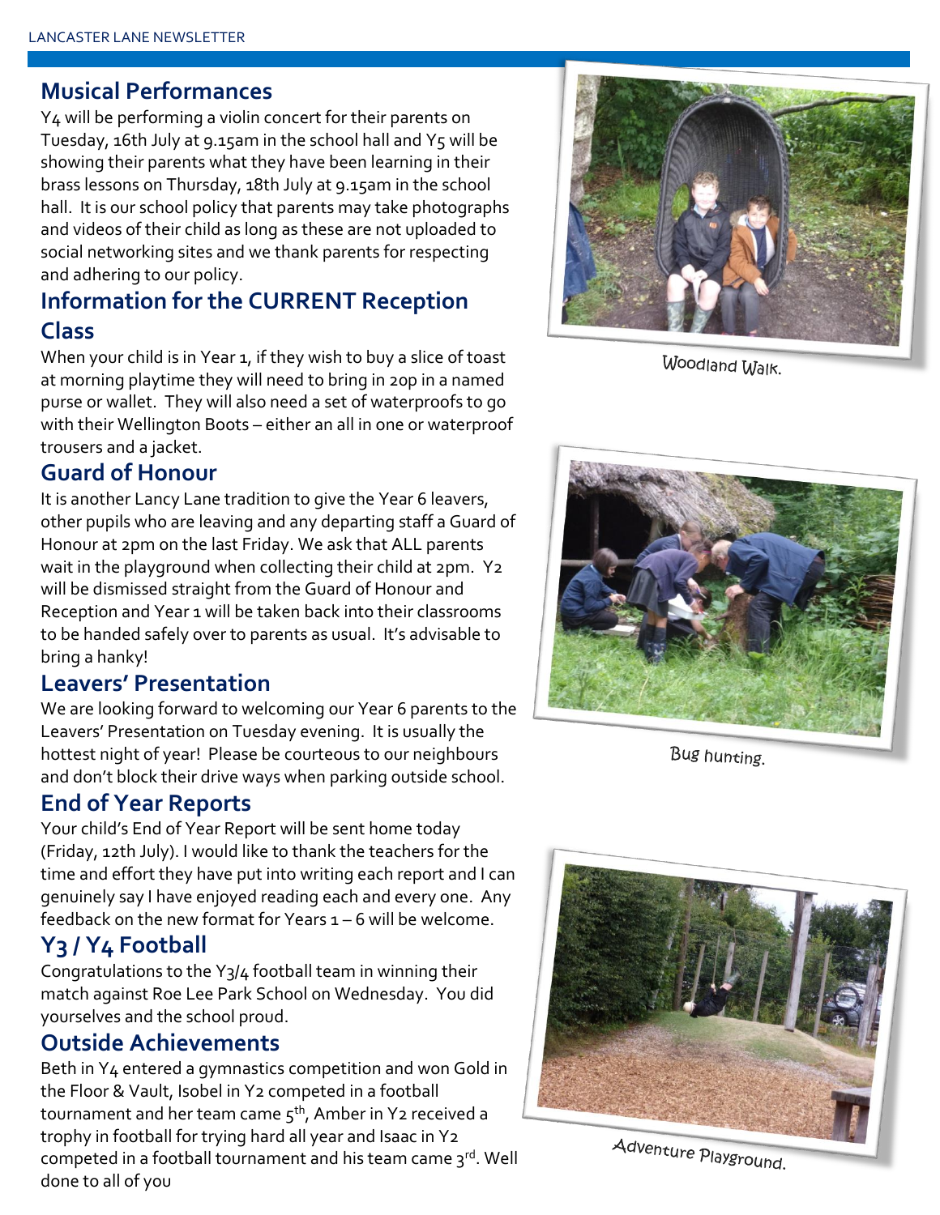## Musical Performances

Y4 will be performing a violin concert for their parents on Tuesday, 16th July at 9.15am in the school hall and Y5 will be showing their parents what they have been learning in their brass lessons on Thursday, 18th July at 9.15am in the school hall. It is our school policy that parents may take photographs and videos of their child as long as these are not uploaded to social networking sites and we thank parents for respecting and adhering to our policy.

## Information for the CURRENT Reception Class

When your child is in Year 1, if they wish to buy a slice of toast at morning playtime they will need to bring in 20p in a named purse or wallet. They will also need a set of waterproofs to go with their Wellington Boots – either an all in one or waterproof trousers and a jacket.

## Guard of Honour

It is another Lancy Lane tradition to give the Year 6 leavers, other pupils who are leaving and any departing staff a Guard of Honour at 2pm on the last Friday. We ask that ALL parents wait in the playground when collecting their child at 2pm. Y2 will be dismissed straight from the Guard of Honour and Reception and Year 1 will be taken back into their classrooms to be handed safely over to parents as usual. It's advisable to bring a hanky!

## Leavers' Presentation

We are looking forward to welcoming our Year 6 parents to the Leavers' Presentation on Tuesday evening. It is usually the hottest night of year! Please be courteous to our neighbours and don't block their drive ways when parking outside school.

## End of Year Reports

Your child's End of Year Report will be sent home today (Friday, 12th July). I would like to thank the teachers for the time and effort they have put into writing each report and I can genuinely say I have enjoyed reading each and every one. Any feedback on the new format for Years 1 – 6 will be welcome.

## Y3 / Y4 Football

Congratulations to the Y3/4 football team in winning their match against Roe Lee Park School on Wednesday. You did yourselves and the school proud.

## Outside Achievements

Beth in Y4 entered a gymnastics competition and won Gold in the Floor & Vault, Isobel in Y2 competed in a football tournament and her team came 5th, Amber in Y2 received a trophy in football for trying hard all year and Isaac in Y2 competed in a football tournament and his team came 3rd. Well done to all of you

Woodland Walk.

Bug hunting.

Adventure Playground.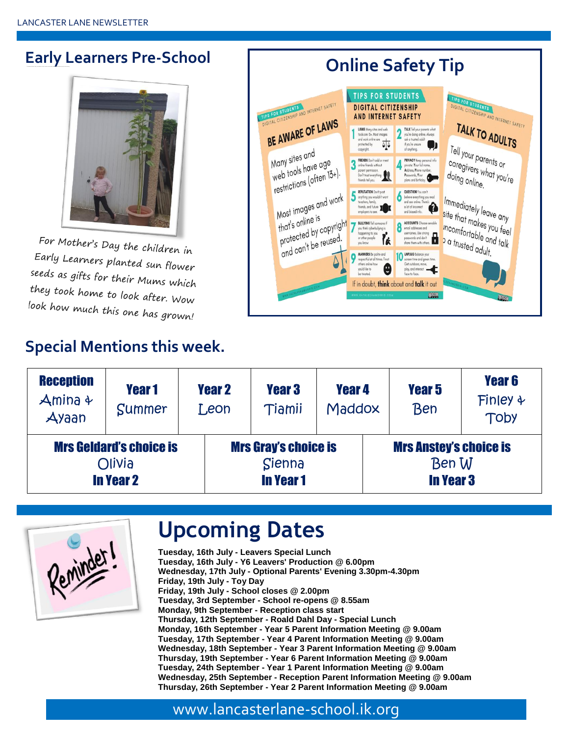## Early Learners Pre-School

For Mother's Day the children in Early Learners planted sun flower seeds as gifts for their Mums which they took home to look after. Wow look how much this one has grown!

## Online Safety Tip

## Special Mentions this week.

| Reception | Year 1 | Year 2 | Year 3 | Year 4 | Year 5 | Year 6 |
|---|---|---|---|---|---|---|
| Amina & Ayaan | Summer | Leon | Tiamii | Maddox | Ben | Finley & Toby |

| | | |
|---|---|---|
| **Mrs Geldard's choice is** Olivia **In Year 2** | **Mrs Gray's choice is** Sienna **In Year 1** | **Mrs Anstey's choice is** Ben W **In Year 3** |

## Upcoming Dates

**Tuesday, 16th July - Leavers Special Lunch**
**Tuesday, 16th July - Y6 Leavers' Production @ 6.00pm**
**Wednesday, 17th July - Optional Parents' Evening 3.30pm-4.30pm**
**Friday, 19th July - Toy Day**
**Friday, 19th July - School closes @ 2.00pm**
**Tuesday, 3rd September - School re-opens @ 8.55am**
**Monday, 9th September - Reception class start**
**Thursday, 12th September - Roald Dahl Day - Special Lunch**
**Monday, 16th September - Year 5 Parent Information Meeting @ 9.00am**
**Tuesday, 17th September - Year 4 Parent Information Meeting @ 9.00am**
**Wednesday, 18th September - Year 3 Parent Information Meeting @ 9.00am**
**Thursday, 19th September - Year 6 Parent Information Meeting @ 9.00am**
**Tuesday, 24th September - Year 1 Parent Information Meeting @ 9.00am**
**Wednesday, 25th September - Reception Parent Information Meeting @ 9.00am**
**Thursday, 26th September - Year 2 Parent Information Meeting @ 9.00am**

www.lancasterlane-school.ik.org